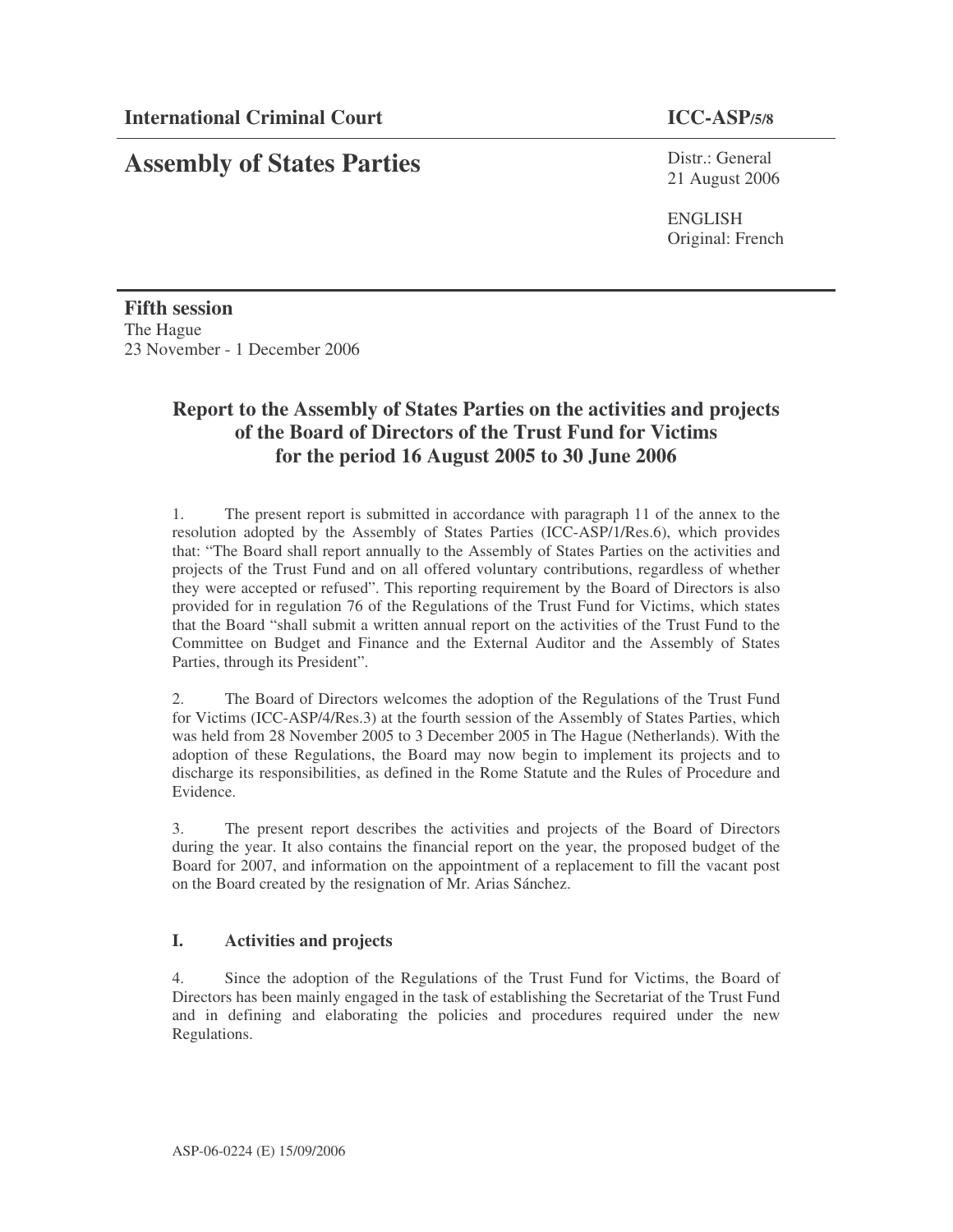**International Criminal Court** **ICC-ASP/5/8**

# Assembly of States Parties

Distr.: General
21 August 2006

ENGLISH
Original: French

**Fifth session**
The Hague
23 November - 1 December 2006

## Report to the Assembly of States Parties on the activities and projects of the Board of Directors of the Trust Fund for Victims for the period 16 August 2005 to 30 June 2006

1. The present report is submitted in accordance with paragraph 11 of the annex to the resolution adopted by the Assembly of States Parties (ICC-ASP/1/Res.6), which provides that: "The Board shall report annually to the Assembly of States Parties on the activities and projects of the Trust Fund and on all offered voluntary contributions, regardless of whether they were accepted or refused". This reporting requirement by the Board of Directors is also provided for in regulation 76 of the Regulations of the Trust Fund for Victims, which states that the Board "shall submit a written annual report on the activities of the Trust Fund to the Committee on Budget and Finance and the External Auditor and the Assembly of States Parties, through its President".

2. The Board of Directors welcomes the adoption of the Regulations of the Trust Fund for Victims (ICC-ASP/4/Res.3) at the fourth session of the Assembly of States Parties, which was held from 28 November 2005 to 3 December 2005 in The Hague (Netherlands). With the adoption of these Regulations, the Board may now begin to implement its projects and to discharge its responsibilities, as defined in the Rome Statute and the Rules of Procedure and Evidence.

3. The present report describes the activities and projects of the Board of Directors during the year. It also contains the financial report on the year, the proposed budget of the Board for 2007, and information on the appointment of a replacement to fill the vacant post on the Board created by the resignation of Mr. Arias Sánchez.

### I. Activities and projects

4. Since the adoption of the Regulations of the Trust Fund for Victims, the Board of Directors has been mainly engaged in the task of establishing the Secretariat of the Trust Fund and in defining and elaborating the policies and procedures required under the new Regulations.

ASP-06-0224 (E) 15/09/2006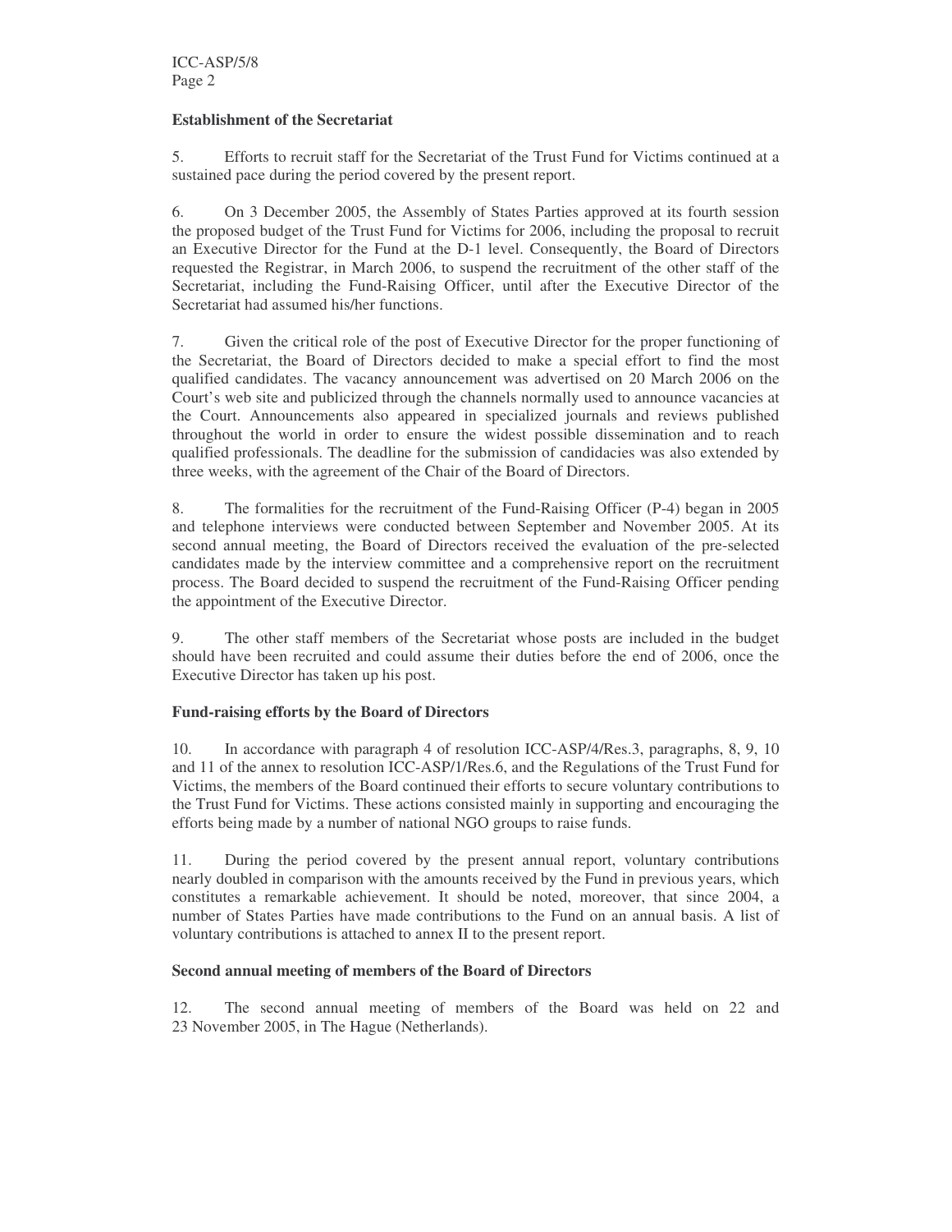**Establishment of the Secretariat**

5. Efforts to recruit staff for the Secretariat of the Trust Fund for Victims continued at a sustained pace during the period covered by the present report.

6. On 3 December 2005, the Assembly of States Parties approved at its fourth session the proposed budget of the Trust Fund for Victims for 2006, including the proposal to recruit an Executive Director for the Fund at the D-1 level. Consequently, the Board of Directors requested the Registrar, in March 2006, to suspend the recruitment of the other staff of the Secretariat, including the Fund-Raising Officer, until after the Executive Director of the Secretariat had assumed his/her functions.

7. Given the critical role of the post of Executive Director for the proper functioning of the Secretariat, the Board of Directors decided to make a special effort to find the most qualified candidates. The vacancy announcement was advertised on 20 March 2006 on the Court's web site and publicized through the channels normally used to announce vacancies at the Court. Announcements also appeared in specialized journals and reviews published throughout the world in order to ensure the widest possible dissemination and to reach qualified professionals. The deadline for the submission of candidacies was also extended by three weeks, with the agreement of the Chair of the Board of Directors.

8. The formalities for the recruitment of the Fund-Raising Officer (P-4) began in 2005 and telephone interviews were conducted between September and November 2005. At its second annual meeting, the Board of Directors received the evaluation of the pre-selected candidates made by the interview committee and a comprehensive report on the recruitment process. The Board decided to suspend the recruitment of the Fund-Raising Officer pending the appointment of the Executive Director.

9. The other staff members of the Secretariat whose posts are included in the budget should have been recruited and could assume their duties before the end of 2006, once the Executive Director has taken up his post.

**Fund-raising efforts by the Board of Directors**

10. In accordance with paragraph 4 of resolution ICC-ASP/4/Res.3, paragraphs, 8, 9, 10 and 11 of the annex to resolution ICC-ASP/1/Res.6, and the Regulations of the Trust Fund for Victims, the members of the Board continued their efforts to secure voluntary contributions to the Trust Fund for Victims. These actions consisted mainly in supporting and encouraging the efforts being made by a number of national NGO groups to raise funds.

11. During the period covered by the present annual report, voluntary contributions nearly doubled in comparison with the amounts received by the Fund in previous years, which constitutes a remarkable achievement. It should be noted, moreover, that since 2004, a number of States Parties have made contributions to the Fund on an annual basis. A list of voluntary contributions is attached to annex II to the present report.

**Second annual meeting of members of the Board of Directors**

12. The second annual meeting of members of the Board was held on 22 and 23 November 2005, in The Hague (Netherlands).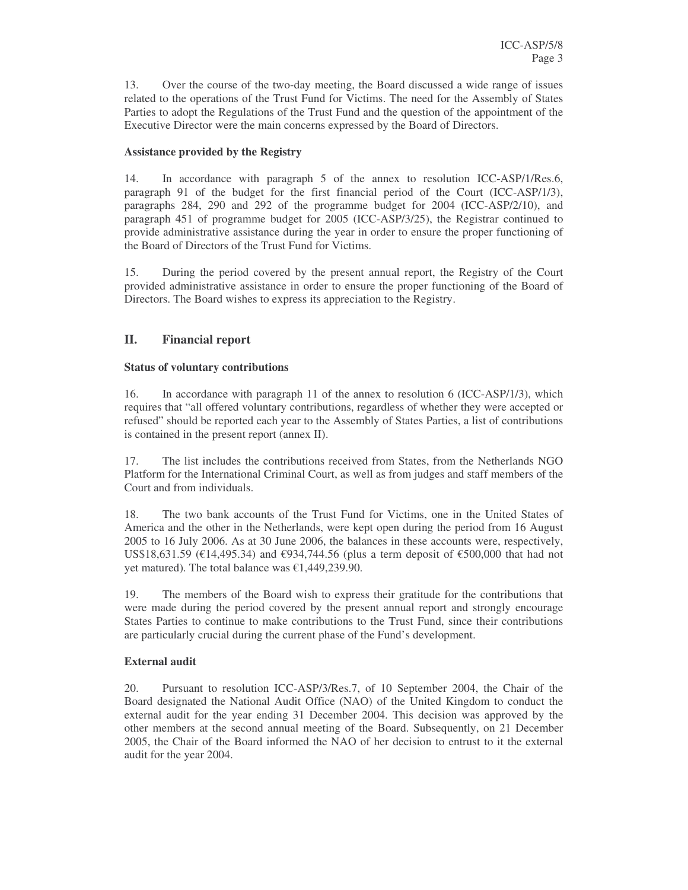13. Over the course of the two-day meeting, the Board discussed a wide range of issues related to the operations of the Trust Fund for Victims. The need for the Assembly of States Parties to adopt the Regulations of the Trust Fund and the question of the appointment of the Executive Director were the main concerns expressed by the Board of Directors.

**Assistance provided by the Registry**

14. In accordance with paragraph 5 of the annex to resolution ICC-ASP/1/Res.6, paragraph 91 of the budget for the first financial period of the Court (ICC-ASP/1/3), paragraphs 284, 290 and 292 of the programme budget for 2004 (ICC-ASP/2/10), and paragraph 451 of programme budget for 2005 (ICC-ASP/3/25), the Registrar continued to provide administrative assistance during the year in order to ensure the proper functioning of the Board of Directors of the Trust Fund for Victims.

15. During the period covered by the present annual report, the Registry of the Court provided administrative assistance in order to ensure the proper functioning of the Board of Directors. The Board wishes to express its appreciation to the Registry.

## II. Financial report

**Status of voluntary contributions**

16. In accordance with paragraph 11 of the annex to resolution 6 (ICC-ASP/1/3), which requires that "all offered voluntary contributions, regardless of whether they were accepted or refused" should be reported each year to the Assembly of States Parties, a list of contributions is contained in the present report (annex II).

17. The list includes the contributions received from States, from the Netherlands NGO Platform for the International Criminal Court, as well as from judges and staff members of the Court and from individuals.

18. The two bank accounts of the Trust Fund for Victims, one in the United States of America and the other in the Netherlands, were kept open during the period from 16 August 2005 to 16 July 2006. As at 30 June 2006, the balances in these accounts were, respectively, US$18,631.59 (€14,495.34) and €934,744.56 (plus a term deposit of €500,000 that had not yet matured). The total balance was €1,449,239.90.

19. The members of the Board wish to express their gratitude for the contributions that were made during the period covered by the present annual report and strongly encourage States Parties to continue to make contributions to the Trust Fund, since their contributions are particularly crucial during the current phase of the Fund's development.

**External audit**

20. Pursuant to resolution ICC-ASP/3/Res.7, of 10 September 2004, the Chair of the Board designated the National Audit Office (NAO) of the United Kingdom to conduct the external audit for the year ending 31 December 2004. This decision was approved by the other members at the second annual meeting of the Board. Subsequently, on 21 December 2005, the Chair of the Board informed the NAO of her decision to entrust to it the external audit for the year 2004.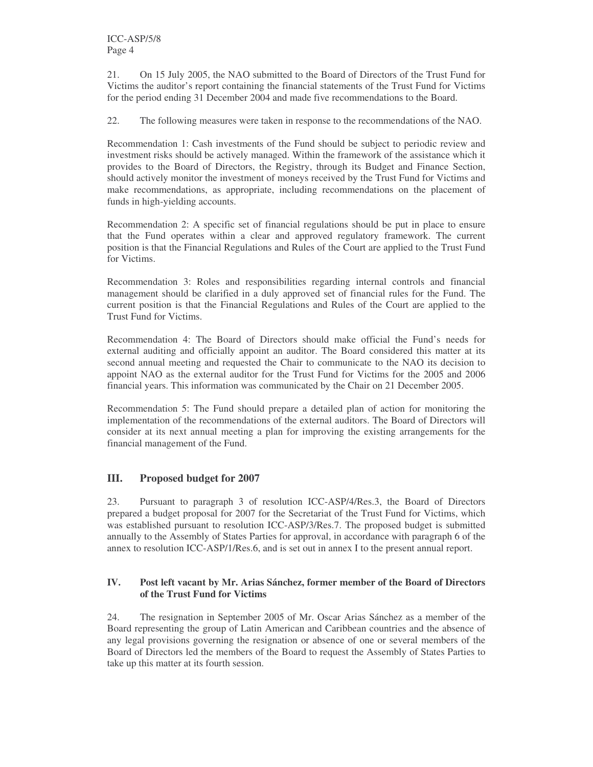21. On 15 July 2005, the NAO submitted to the Board of Directors of the Trust Fund for Victims the auditor's report containing the financial statements of the Trust Fund for Victims for the period ending 31 December 2004 and made five recommendations to the Board.

22. The following measures were taken in response to the recommendations of the NAO.

Recommendation 1: Cash investments of the Fund should be subject to periodic review and investment risks should be actively managed. Within the framework of the assistance which it provides to the Board of Directors, the Registry, through its Budget and Finance Section, should actively monitor the investment of moneys received by the Trust Fund for Victims and make recommendations, as appropriate, including recommendations on the placement of funds in high-yielding accounts.

Recommendation 2: A specific set of financial regulations should be put in place to ensure that the Fund operates within a clear and approved regulatory framework. The current position is that the Financial Regulations and Rules of the Court are applied to the Trust Fund for Victims.

Recommendation 3: Roles and responsibilities regarding internal controls and financial management should be clarified in a duly approved set of financial rules for the Fund. The current position is that the Financial Regulations and Rules of the Court are applied to the Trust Fund for Victims.

Recommendation 4: The Board of Directors should make official the Fund's needs for external auditing and officially appoint an auditor. The Board considered this matter at its second annual meeting and requested the Chair to communicate to the NAO its decision to appoint NAO as the external auditor for the Trust Fund for Victims for the 2005 and 2006 financial years. This information was communicated by the Chair on 21 December 2005.

Recommendation 5: The Fund should prepare a detailed plan of action for monitoring the implementation of the recommendations of the external auditors. The Board of Directors will consider at its next annual meeting a plan for improving the existing arrangements for the financial management of the Fund.

## III. Proposed budget for 2007

23. Pursuant to paragraph 3 of resolution ICC-ASP/4/Res.3, the Board of Directors prepared a budget proposal for 2007 for the Secretariat of the Trust Fund for Victims, which was established pursuant to resolution ICC-ASP/3/Res.7. The proposed budget is submitted annually to the Assembly of States Parties for approval, in accordance with paragraph 6 of the annex to resolution ICC-ASP/1/Res.6, and is set out in annex I to the present annual report.

### IV. Post left vacant by Mr. Arias Sánchez, former member of the Board of Directors of the Trust Fund for Victims

24. The resignation in September 2005 of Mr. Oscar Arias Sánchez as a member of the Board representing the group of Latin American and Caribbean countries and the absence of any legal provisions governing the resignation or absence of one or several members of the Board of Directors led the members of the Board to request the Assembly of States Parties to take up this matter at its fourth session.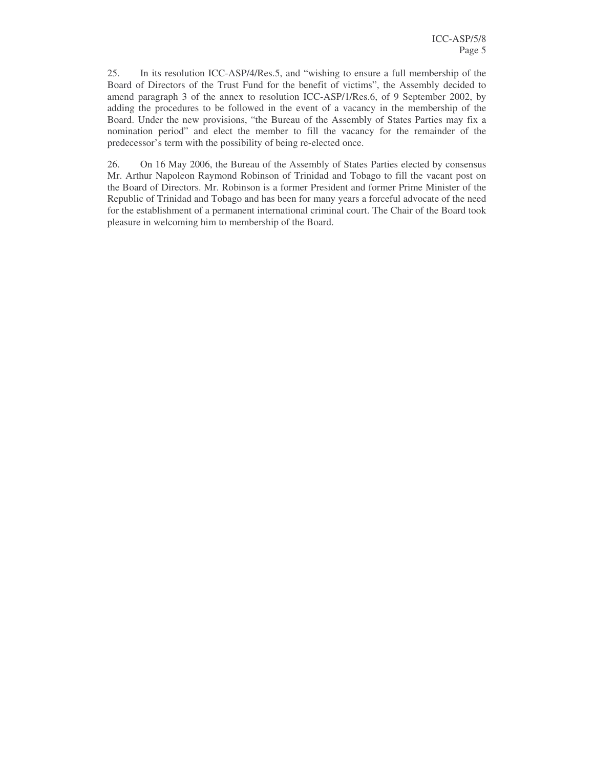25. In its resolution ICC-ASP/4/Res.5, and "wishing to ensure a full membership of the Board of Directors of the Trust Fund for the benefit of victims", the Assembly decided to amend paragraph 3 of the annex to resolution ICC-ASP/1/Res.6, of 9 September 2002, by adding the procedures to be followed in the event of a vacancy in the membership of the Board. Under the new provisions, "the Bureau of the Assembly of States Parties may fix a nomination period" and elect the member to fill the vacancy for the remainder of the predecessor's term with the possibility of being re-elected once.

26. On 16 May 2006, the Bureau of the Assembly of States Parties elected by consensus Mr. Arthur Napoleon Raymond Robinson of Trinidad and Tobago to fill the vacant post on the Board of Directors. Mr. Robinson is a former President and former Prime Minister of the Republic of Trinidad and Tobago and has been for many years a forceful advocate of the need for the establishment of a permanent international criminal court. The Chair of the Board took pleasure in welcoming him to membership of the Board.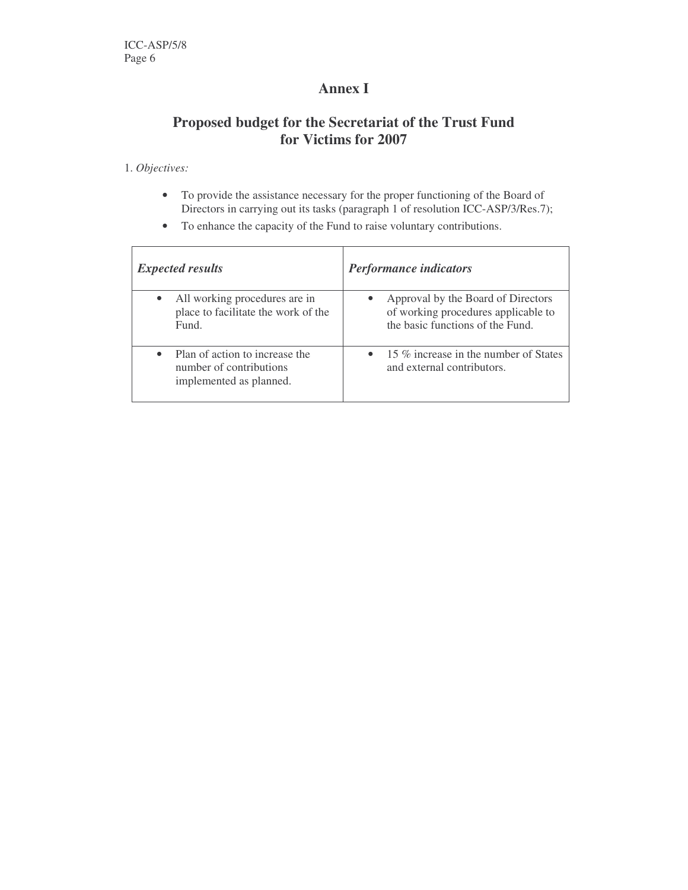# Annex I

## Proposed budget for the Secretariat of the Trust Fund for Victims for 2007

1. *Objectives:*

- To provide the assistance necessary for the proper functioning of the Board of Directors in carrying out its tasks (paragraph 1 of resolution ICC-ASP/3/Res.7);
- To enhance the capacity of the Fund to raise voluntary contributions.

| ***Expected results*** | ***Performance indicators*** |
|---|---|
| • All working procedures are in place to facilitate the work of the Fund. | • Approval by the Board of Directors of working procedures applicable to the basic functions of the Fund. |
| • Plan of action to increase the number of contributions implemented as planned. | • 15 % increase in the number of States and external contributors. |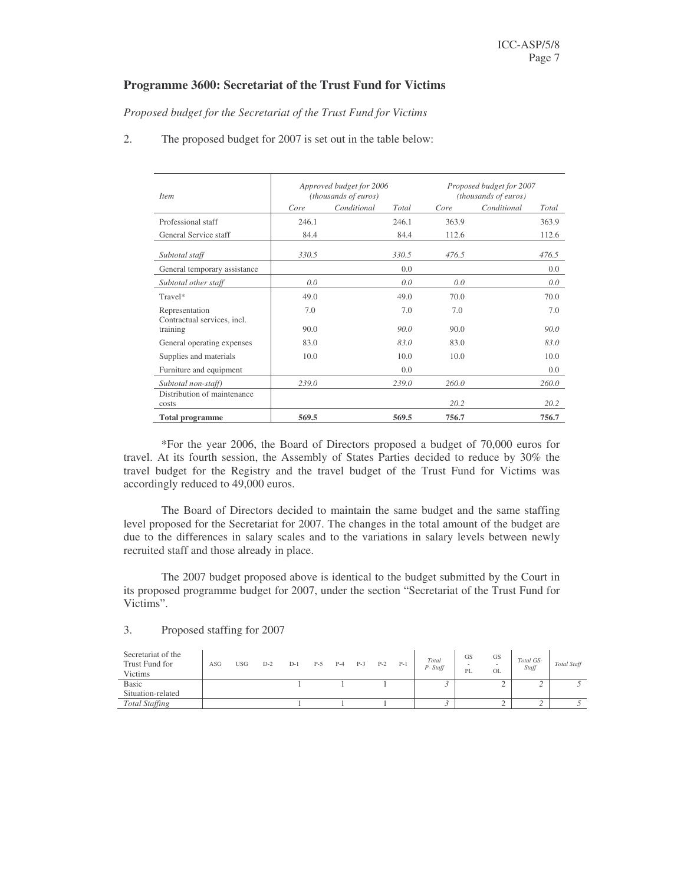### Programme 3600: Secretariat of the Trust Fund for Victims

*Proposed budget for the Secretariat of the Trust Fund for Victims*

2. The proposed budget for 2007 is set out in the table below:

| *Item* | *Approved budget for 2006 (thousands of euros)* | | | *Proposed budget for 2007 (thousands of euros)* | | |
|---|---|---|---|---|---|---|
| | *Core* | *Conditional* | *Total* | *Core* | *Conditional* | *Total* |
| Professional staff | 246.1 | | 246.1 | 363.9 | | 363.9 |
| General Service staff | 84.4 | | 84.4 | 112.6 | | 112.6 |
| *Subtotal staff* | *330.5* | | *330.5* | *476.5* | | *476.5* |
| General temporary assistance | | | 0.0 | | | 0.0 |
| *Subtotal other staff* | *0.0* | | *0.0* | *0.0* | | *0.0* |
| Travel* | 49.0 | | 49.0 | 70.0 | | 70.0 |
| Representation | 7.0 | | 7.0 | 7.0 | | 7.0 |
| Contractual services, incl. training | 90.0 | | *90.0* | 90.0 | | *90.0* |
| General operating expenses | 83.0 | | *83.0* | 83.0 | | *83.0* |
| Supplies and materials | 10.0 | | 10.0 | 10.0 | | 10.0 |
| Furniture and equipment | | | 0.0 | | | 0.0 |
| *Subtotal non-staff)* | *239.0* | | *239.0* | *260.0* | | *260.0* |
| Distribution of maintenance costs | | | | *20.2* | | *20.2* |
| **Total programme** | **569.5** | | **569.5** | **756.7** | | **756.7** |

*For the year 2006, the Board of Directors proposed a budget of 70,000 euros for travel. At its fourth session, the Assembly of States Parties decided to reduce by 30% the travel budget for the Registry and the travel budget of the Trust Fund for Victims was accordingly reduced to 49,000 euros.

The Board of Directors decided to maintain the same budget and the same staffing level proposed for the Secretariat for 2007. The changes in the total amount of the budget are due to the differences in salary scales and to the variations in salary levels between newly recruited staff and those already in place.

The 2007 budget proposed above is identical to the budget submitted by the Court in its proposed programme budget for 2007, under the section "Secretariat of the Trust Fund for Victims".

3. Proposed staffing for 2007

| Secretariat of the Trust Fund for Victims | ASG | USG | D-2 | D-1 | P-5 | P-4 | P-3 | P-2 | P-1 | *Total P- Staff* | GS - PL | GS - OL | *Total GS-Staff* | *Total Staff* |
|---|---|---|---|---|---|---|---|---|---|---|---|---|---|---|
| Basic | | | | 1 | | 1 | | 1 | | *3* | | 2 | *2* | *5* |
| Situation-related | | | | | | | | | | | | | | |
| *Total Staffing* | | | | 1 | | 1 | | 1 | | *3* | | 2 | *2* | *5* |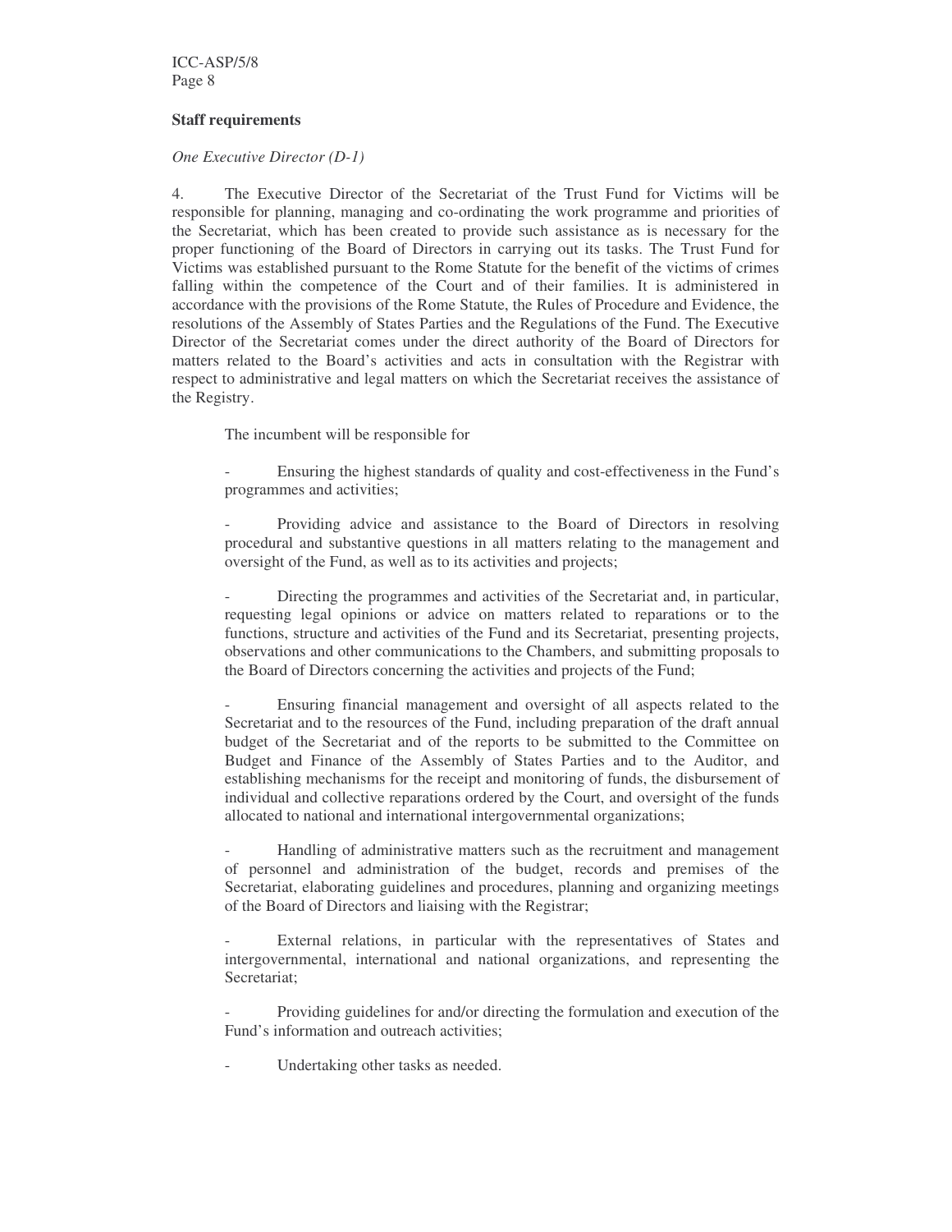**Staff requirements**

*One Executive Director (D-1)*

4. The Executive Director of the Secretariat of the Trust Fund for Victims will be responsible for planning, managing and co-ordinating the work programme and priorities of the Secretariat, which has been created to provide such assistance as is necessary for the proper functioning of the Board of Directors in carrying out its tasks. The Trust Fund for Victims was established pursuant to the Rome Statute for the benefit of the victims of crimes falling within the competence of the Court and of their families. It is administered in accordance with the provisions of the Rome Statute, the Rules of Procedure and Evidence, the resolutions of the Assembly of States Parties and the Regulations of the Fund. The Executive Director of the Secretariat comes under the direct authority of the Board of Directors for matters related to the Board's activities and acts in consultation with the Registrar with respect to administrative and legal matters on which the Secretariat receives the assistance of the Registry.

The incumbent will be responsible for

- Ensuring the highest standards of quality and cost-effectiveness in the Fund's programmes and activities;

- Providing advice and assistance to the Board of Directors in resolving procedural and substantive questions in all matters relating to the management and oversight of the Fund, as well as to its activities and projects;

- Directing the programmes and activities of the Secretariat and, in particular, requesting legal opinions or advice on matters related to reparations or to the functions, structure and activities of the Fund and its Secretariat, presenting projects, observations and other communications to the Chambers, and submitting proposals to the Board of Directors concerning the activities and projects of the Fund;

- Ensuring financial management and oversight of all aspects related to the Secretariat and to the resources of the Fund, including preparation of the draft annual budget of the Secretariat and of the reports to be submitted to the Committee on Budget and Finance of the Assembly of States Parties and to the Auditor, and establishing mechanisms for the receipt and monitoring of funds, the disbursement of individual and collective reparations ordered by the Court, and oversight of the funds allocated to national and international intergovernmental organizations;

- Handling of administrative matters such as the recruitment and management of personnel and administration of the budget, records and premises of the Secretariat, elaborating guidelines and procedures, planning and organizing meetings of the Board of Directors and liaising with the Registrar;

- External relations, in particular with the representatives of States and intergovernmental, international and national organizations, and representing the Secretariat;

- Providing guidelines for and/or directing the formulation and execution of the Fund's information and outreach activities;

- Undertaking other tasks as needed.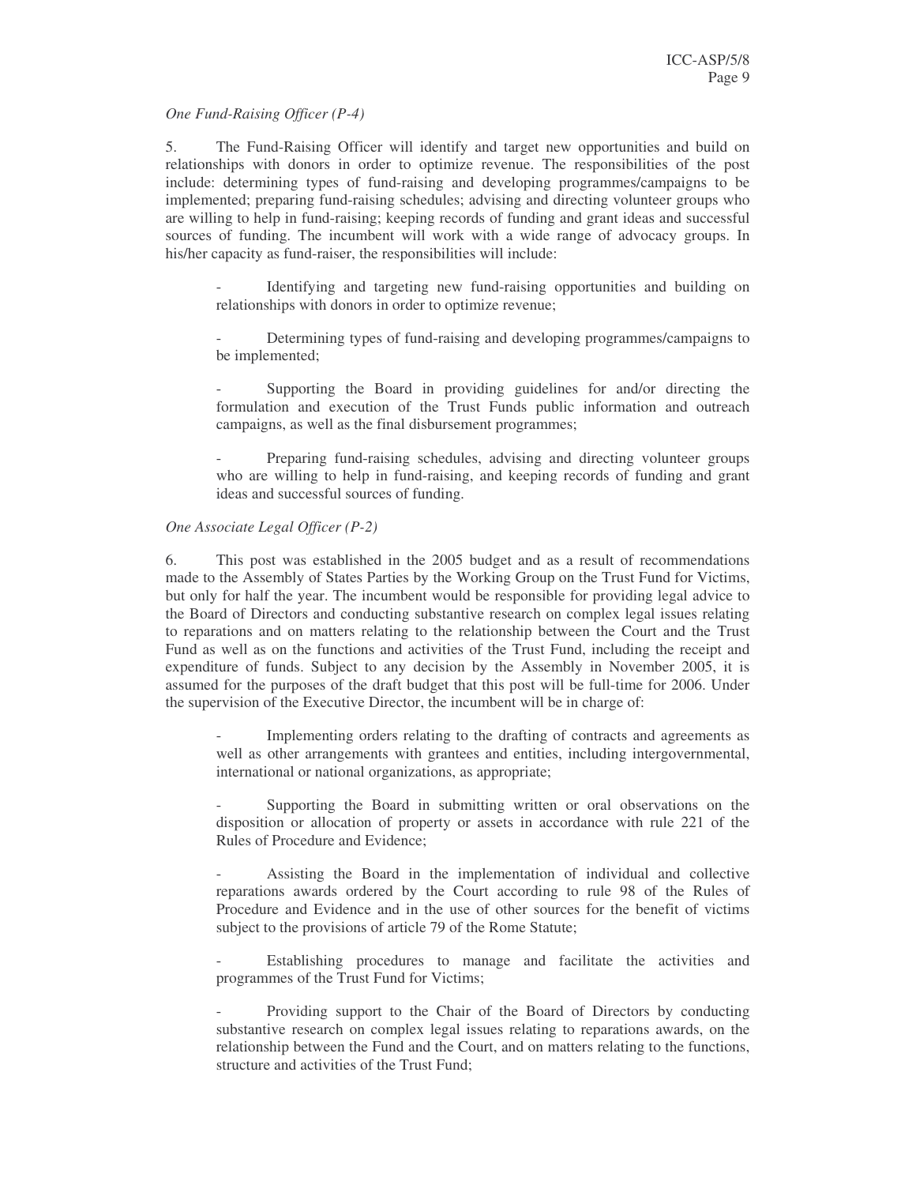*One Fund-Raising Officer (P-4)*

5. The Fund-Raising Officer will identify and target new opportunities and build on relationships with donors in order to optimize revenue. The responsibilities of the post include: determining types of fund-raising and developing programmes/campaigns to be implemented; preparing fund-raising schedules; advising and directing volunteer groups who are willing to help in fund-raising; keeping records of funding and grant ideas and successful sources of funding. The incumbent will work with a wide range of advocacy groups. In his/her capacity as fund-raiser, the responsibilities will include:

- Identifying and targeting new fund-raising opportunities and building on relationships with donors in order to optimize revenue;

- Determining types of fund-raising and developing programmes/campaigns to be implemented;

- Supporting the Board in providing guidelines for and/or directing the formulation and execution of the Trust Funds public information and outreach campaigns, as well as the final disbursement programmes;

- Preparing fund-raising schedules, advising and directing volunteer groups who are willing to help in fund-raising, and keeping records of funding and grant ideas and successful sources of funding.

*One Associate Legal Officer (P-2)*

6. This post was established in the 2005 budget and as a result of recommendations made to the Assembly of States Parties by the Working Group on the Trust Fund for Victims, but only for half the year. The incumbent would be responsible for providing legal advice to the Board of Directors and conducting substantive research on complex legal issues relating to reparations and on matters relating to the relationship between the Court and the Trust Fund as well as on the functions and activities of the Trust Fund, including the receipt and expenditure of funds. Subject to any decision by the Assembly in November 2005, it is assumed for the purposes of the draft budget that this post will be full-time for 2006. Under the supervision of the Executive Director, the incumbent will be in charge of:

- Implementing orders relating to the drafting of contracts and agreements as well as other arrangements with grantees and entities, including intergovernmental, international or national organizations, as appropriate;

- Supporting the Board in submitting written or oral observations on the disposition or allocation of property or assets in accordance with rule 221 of the Rules of Procedure and Evidence;

- Assisting the Board in the implementation of individual and collective reparations awards ordered by the Court according to rule 98 of the Rules of Procedure and Evidence and in the use of other sources for the benefit of victims subject to the provisions of article 79 of the Rome Statute;

- Establishing procedures to manage and facilitate the activities and programmes of the Trust Fund for Victims;

- Providing support to the Chair of the Board of Directors by conducting substantive research on complex legal issues relating to reparations awards, on the relationship between the Fund and the Court, and on matters relating to the functions, structure and activities of the Trust Fund;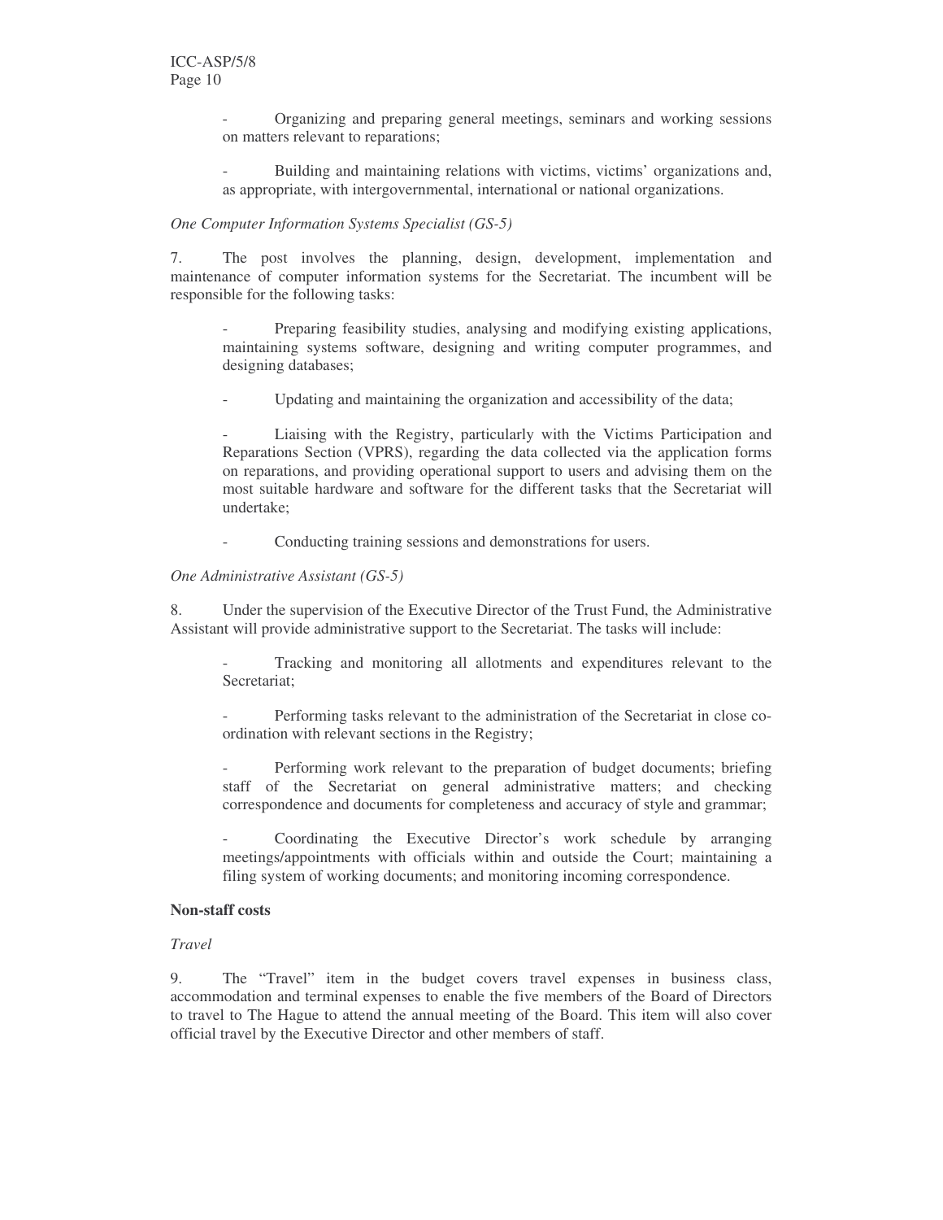- Organizing and preparing general meetings, seminars and working sessions on matters relevant to reparations;

- Building and maintaining relations with victims, victims' organizations and, as appropriate, with intergovernmental, international or national organizations.

*One Computer Information Systems Specialist (GS-5)*

7. The post involves the planning, design, development, implementation and maintenance of computer information systems for the Secretariat. The incumbent will be responsible for the following tasks:

- Preparing feasibility studies, analysing and modifying existing applications, maintaining systems software, designing and writing computer programmes, and designing databases;

- Updating and maintaining the organization and accessibility of the data;

- Liaising with the Registry, particularly with the Victims Participation and Reparations Section (VPRS), regarding the data collected via the application forms on reparations, and providing operational support to users and advising them on the most suitable hardware and software for the different tasks that the Secretariat will undertake;

- Conducting training sessions and demonstrations for users.

*One Administrative Assistant (GS-5)*

8. Under the supervision of the Executive Director of the Trust Fund, the Administrative Assistant will provide administrative support to the Secretariat. The tasks will include:

- Tracking and monitoring all allotments and expenditures relevant to the Secretariat;

- Performing tasks relevant to the administration of the Secretariat in close co-ordination with relevant sections in the Registry;

- Performing work relevant to the preparation of budget documents; briefing staff of the Secretariat on general administrative matters; and checking correspondence and documents for completeness and accuracy of style and grammar;

- Coordinating the Executive Director's work schedule by arranging meetings/appointments with officials within and outside the Court; maintaining a filing system of working documents; and monitoring incoming correspondence.

**Non-staff costs**

*Travel*

9. The "Travel" item in the budget covers travel expenses in business class, accommodation and terminal expenses to enable the five members of the Board of Directors to travel to The Hague to attend the annual meeting of the Board. This item will also cover official travel by the Executive Director and other members of staff.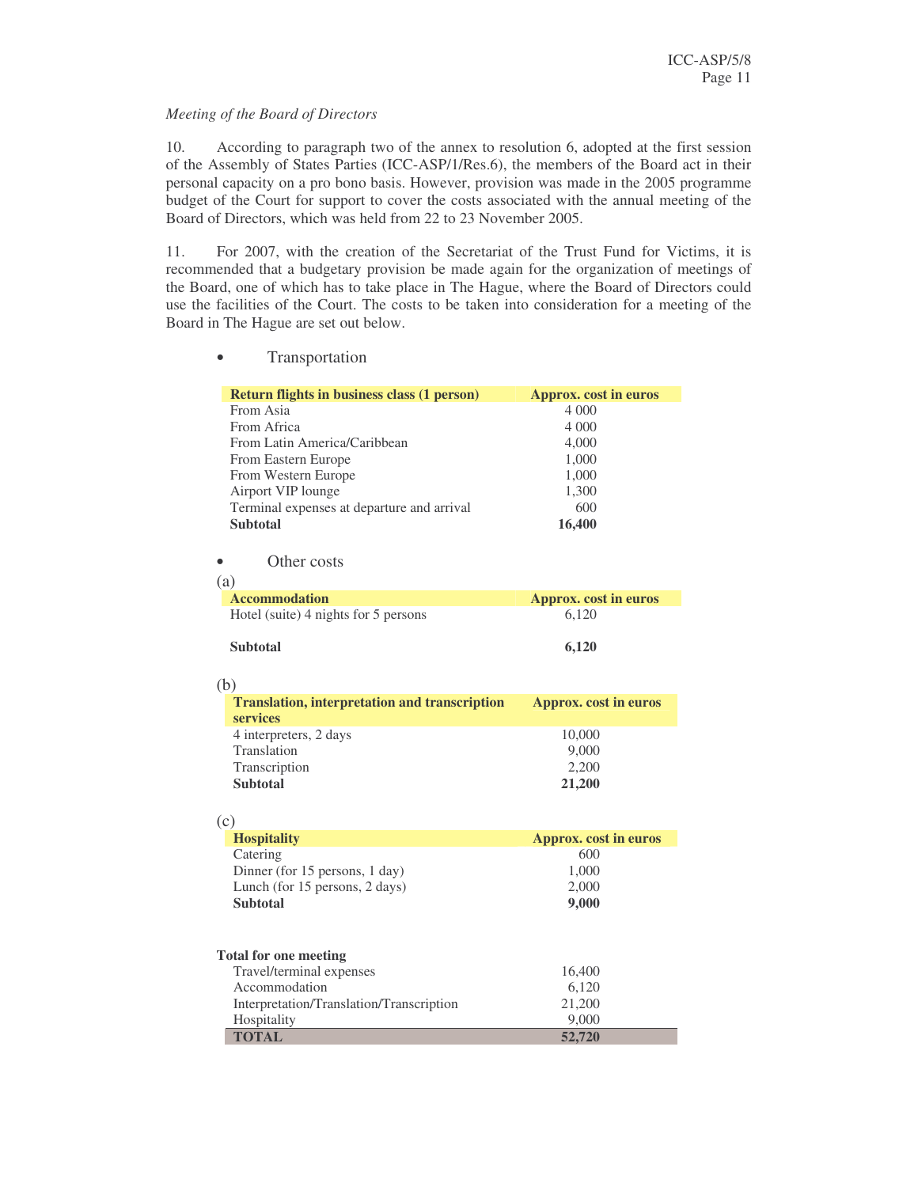*Meeting of the Board of Directors*

10. According to paragraph two of the annex to resolution 6, adopted at the first session of the Assembly of States Parties (ICC-ASP/1/Res.6), the members of the Board act in their personal capacity on a pro bono basis. However, provision was made in the 2005 programme budget of the Court for support to cover the costs associated with the annual meeting of the Board of Directors, which was held from 22 to 23 November 2005.

11. For 2007, with the creation of the Secretariat of the Trust Fund for Victims, it is recommended that a budgetary provision be made again for the organization of meetings of the Board, one of which has to take place in The Hague, where the Board of Directors could use the facilities of the Court. The costs to be taken into consideration for a meeting of the Board in The Hague are set out below.

- Transportation

| Return flights in business class (1 person) | Approx. cost in euros |
|---|---|
| From Asia | 4 000 |
| From Africa | 4 000 |
| From Latin America/Caribbean | 4,000 |
| From Eastern Europe | 1,000 |
| From Western Europe | 1,000 |
| Airport VIP lounge | 1,300 |
| Terminal expenses at departure and arrival | 600 |
| **Subtotal** | **16,400** |

- Other costs

(a)

| Accommodation | Approx. cost in euros |
|---|---|
| Hotel (suite) 4 nights for 5 persons | 6,120 |
| **Subtotal** | **6,120** |

(b)

| Translation, interpretation and transcription services | Approx. cost in euros |
|---|---|
| 4 interpreters, 2 days | 10,000 |
| Translation | 9,000 |
| Transcription | 2,200 |
| **Subtotal** | **21,200** |

(c)

| Hospitality | Approx. cost in euros |
|---|---|
| Catering | 600 |
| Dinner (for 15 persons, 1 day) | 1,000 |
| Lunch (for 15 persons, 2 days) | 2,000 |
| **Subtotal** | **9,000** |

| **Total for one meeting** | |
|---|---|
| Travel/terminal expenses | 16,400 |
| Accommodation | 6,120 |
| Interpretation/Translation/Transcription | 21,200 |
| Hospitality | 9,000 |
| **TOTAL** | **52,720** |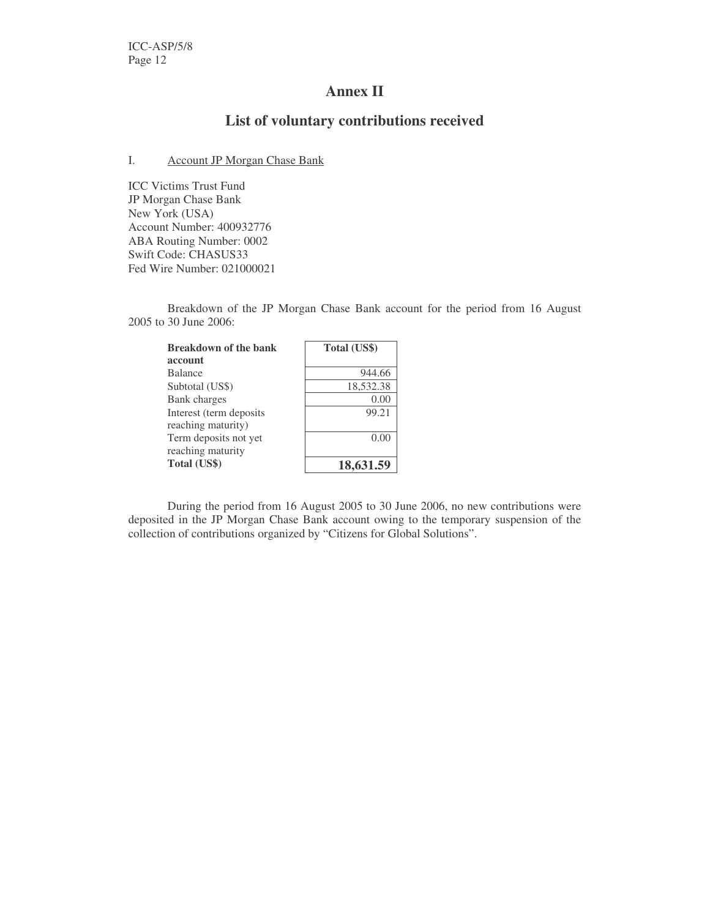# Annex II

## List of voluntary contributions received

I. Account JP Morgan Chase Bank

ICC Victims Trust Fund
JP Morgan Chase Bank
New York (USA)
Account Number: 400932776
ABA Routing Number: 0002
Swift Code: CHASUS33
Fed Wire Number: 021000021

Breakdown of the JP Morgan Chase Bank account for the period from 16 August 2005 to 30 June 2006:

| **Breakdown of the bank account** | **Total (US$)** |
|---|---|
| Balance | 944.66 |
| Subtotal (US$) | 18,532.38 |
| Bank charges | 0.00 |
| Interest (term deposits reaching maturity) | 99.21 |
| Term deposits not yet reaching maturity | 0.00 |
| **Total (US$)** | **18,631.59** |

During the period from 16 August 2005 to 30 June 2006, no new contributions were deposited in the JP Morgan Chase Bank account owing to the temporary suspension of the collection of contributions organized by "Citizens for Global Solutions".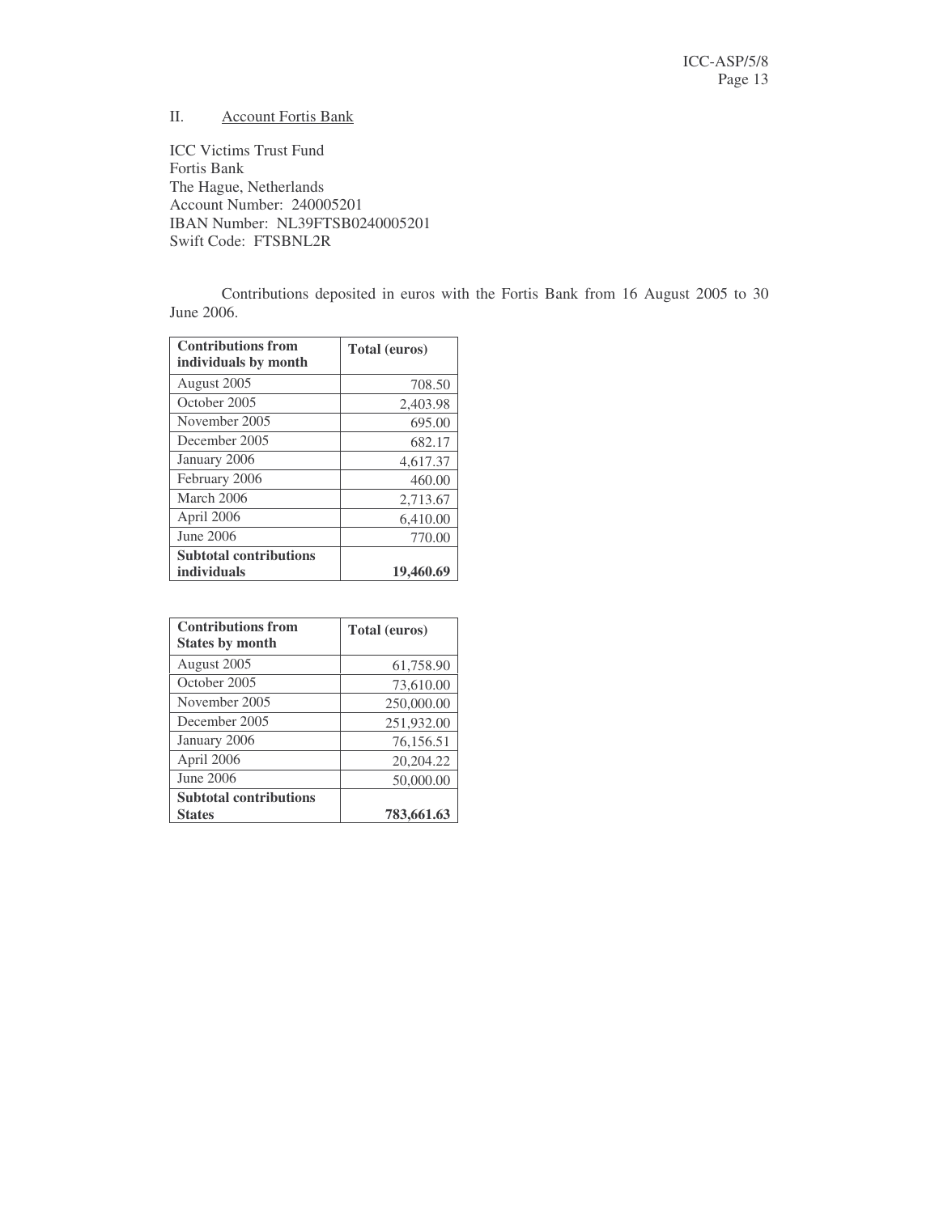## II. Account Fortis Bank

ICC Victims Trust Fund
Fortis Bank
The Hague, Netherlands
Account Number: 240005201
IBAN Number: NL39FTSB0240005201
Swift Code: FTSBNL2R

Contributions deposited in euros with the Fortis Bank from 16 August 2005 to 30 June 2006.

| **Contributions from individuals by month** | **Total (euros)** |
|---|---:|
| August 2005 | 708.50 |
| October 2005 | 2,403.98 |
| November 2005 | 695.00 |
| December 2005 | 682.17 |
| January 2006 | 4,617.37 |
| February 2006 | 460.00 |
| March 2006 | 2,713.67 |
| April 2006 | 6,410.00 |
| June 2006 | 770.00 |
| **Subtotal contributions individuals** | **19,460.69** |

| **Contributions from States by month** | **Total (euros)** |
|---|---:|
| August 2005 | 61,758.90 |
| October 2005 | 73,610.00 |
| November 2005 | 250,000.00 |
| December 2005 | 251,932.00 |
| January 2006 | 76,156.51 |
| April 2006 | 20,204.22 |
| June 2006 | 50,000.00 |
| **Subtotal contributions States** | **783,661.63** |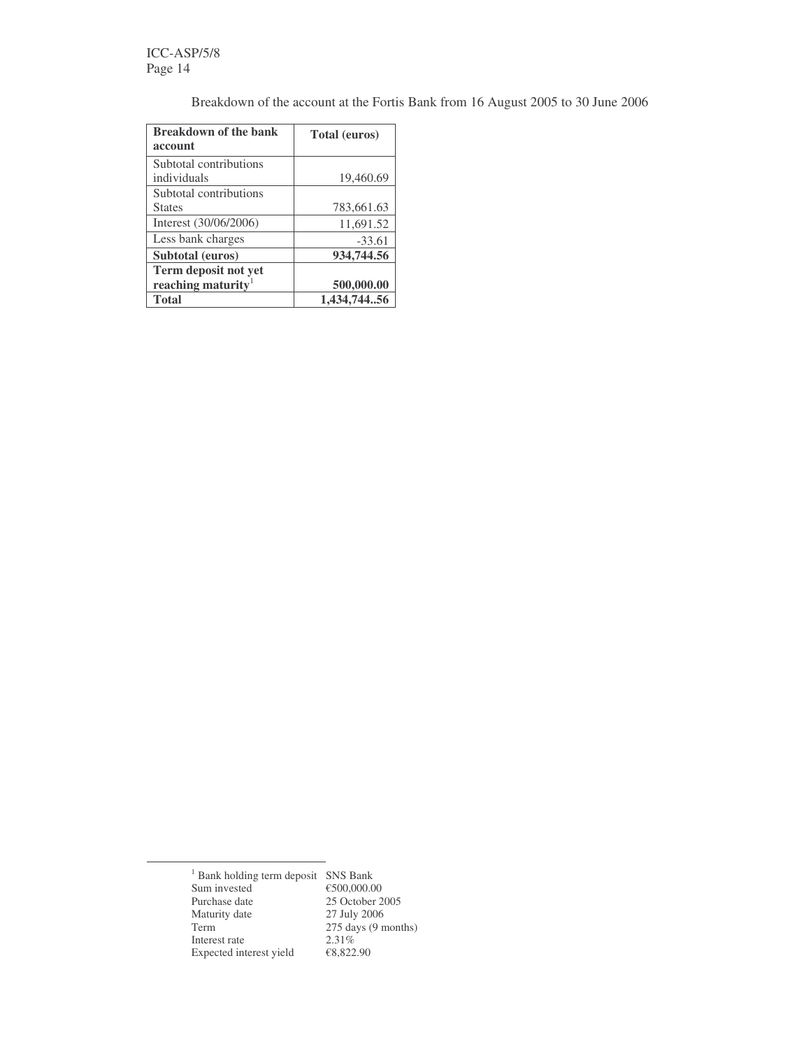Breakdown of the account at the Fortis Bank from 16 August 2005 to 30 June 2006

| **Breakdown of the bank account** | **Total (euros)** |
| --- | --- |
| Subtotal contributions individuals | 19,460.69 |
| Subtotal contributions States | 783,661.63 |
| Interest (30/06/2006) | 11,691.52 |
| Less bank charges | -33.61 |
| **Subtotal (euros)** | **934,744.56** |
| **Term deposit not yet reaching maturity**[1] | **500,000.00** |
| **Total** | **1,434,744..56** |

---

[1] Bank holding term deposit SNS Bank
Sum invested €500,000.00
Purchase date 25 October 2005
Maturity date 27 July 2006
Term 275 days (9 months)
Interest rate 2.31%
Expected interest yield €8,822.90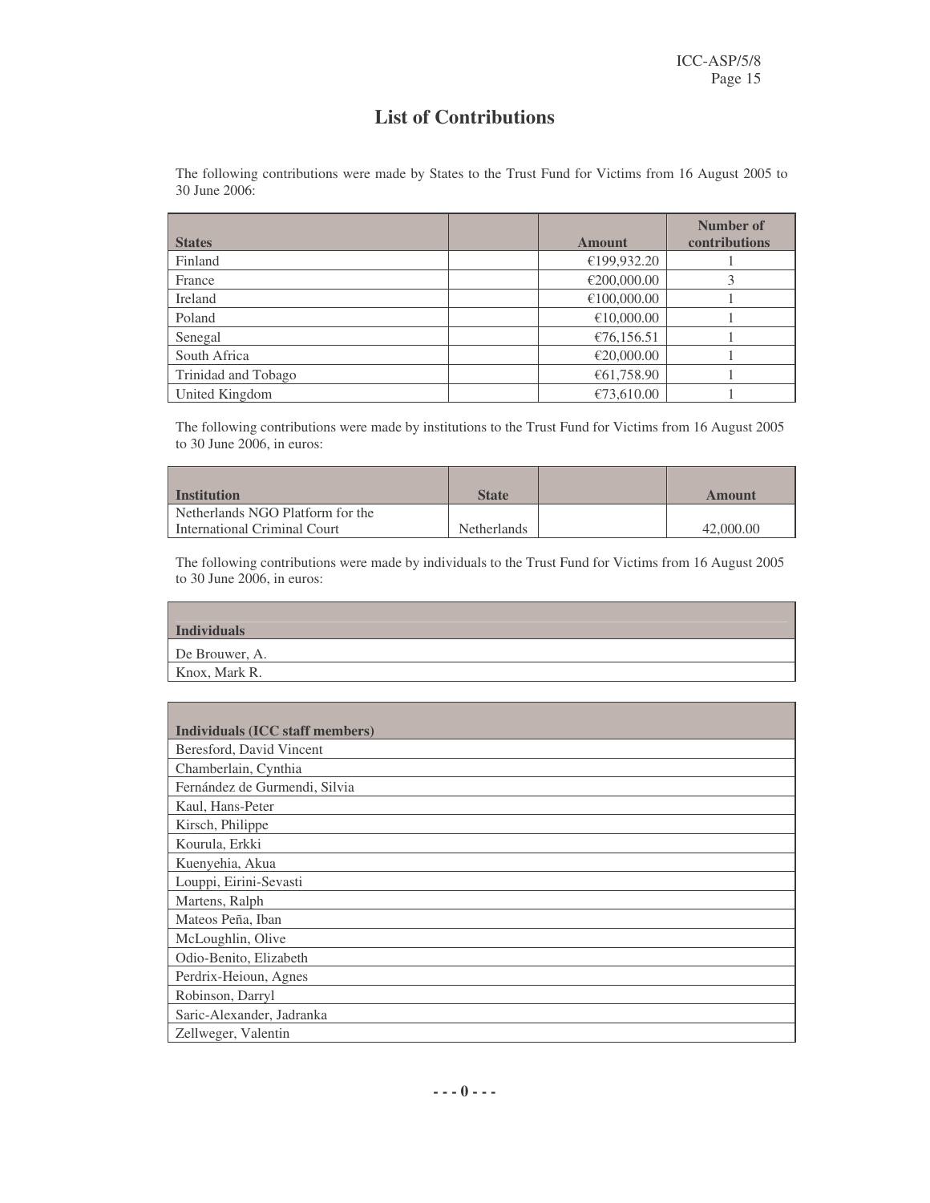# List of Contributions

The following contributions were made by States to the Trust Fund for Victims from 16 August 2005 to 30 June 2006:

| States | | Amount | Number of contributions |
|---|---|---|---|
| Finland | | €199,932.20 | 1 |
| France | | €200,000.00 | 3 |
| Ireland | | €100,000.00 | 1 |
| Poland | | €10,000.00 | 1 |
| Senegal | | €76,156.51 | 1 |
| South Africa | | €20,000.00 | 1 |
| Trinidad and Tobago | | €61,758.90 | 1 |
| United Kingdom | | €73,610.00 | 1 |

The following contributions were made by institutions to the Trust Fund for Victims from 16 August 2005 to 30 June 2006, in euros:

| Institution | State | | Amount |
|---|---|---|---|
| Netherlands NGO Platform for the International Criminal Court | Netherlands | | 42,000.00 |

The following contributions were made by individuals to the Trust Fund for Victims from 16 August 2005 to 30 June 2006, in euros:

| Individuals |
|---|
| De Brouwer, A. |
| Knox, Mark R. |

| Individuals (ICC staff members) |
|---|
| Beresford, David Vincent |
| Chamberlain, Cynthia |
| Fernández de Gurmendi, Silvia |
| Kaul, Hans-Peter |
| Kirsch, Philippe |
| Kourula, Erkki |
| Kuenyehia, Akua |
| Louppi, Eirini-Sevasti |
| Martens, Ralph |
| Mateos Peña, Iban |
| McLoughlin, Olive |
| Odio-Benito, Elizabeth |
| Perdrix-Heioun, Agnes |
| Robinson, Darryl |
| Saric-Alexander, Jadranka |
| Zellweger, Valentin |

- - - 0 - - -